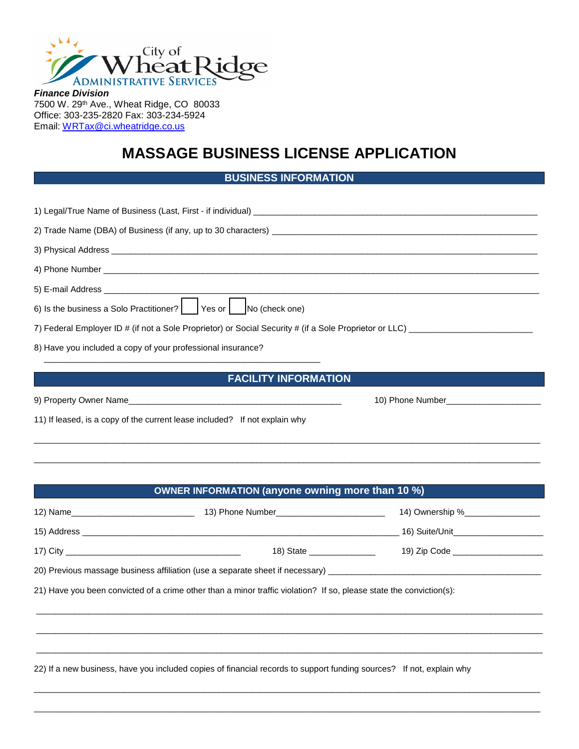City of Wheat Ridge
ADMINISTRATIVE SERVICES

***Finance Division***
7500 W. 29th Ave., Wheat Ridge, CO 80033
Office: 303-235-2820 Fax: 303-234-5924
Email: WRTax@ci.wheatridge.co.us

# MASSAGE BUSINESS LICENSE APPLICATION

## BUSINESS INFORMATION

1) Legal/True Name of Business (Last, First - if individual) ______________________________

2) Trade Name (DBA) of Business (if any, up to 30 characters) ______________________________

3) Physical Address ______________________________

4) Phone Number ______________________________

5) E-mail Address ______________________________

6) Is the business a Solo Practitioner? ☐ Yes or ☐ No (check one)

7) Federal Employer ID # (if not a Sole Proprietor) or Social Security # (if a Sole Proprietor or LLC) ______________________________

8) Have you included a copy of your professional insurance?

______________________________

## FACILITY INFORMATION

9) Property Owner Name______________________________ 10) Phone Number______________________________

11) If leased, is a copy of the current lease included? If not explain why

______________________________

______________________________

## OWNER INFORMATION (anyone owning more than 10 %)

12) Name______________________________ 13) Phone Number______________________________ 14) Ownership %______________________________

15) Address ______________________________ 16) Suite/Unit______________________________

17) City ______________________________ 18) State ______________________________ 19) Zip Code ______________________________

20) Previous massage business affiliation (use a separate sheet if necessary) ______________________________

21) Have you been convicted of a crime other than a minor traffic violation? If so, please state the conviction(s):

______________________________

______________________________

______________________________

22) If a new business, have you included copies of financial records to support funding sources? If not, explain why

______________________________

______________________________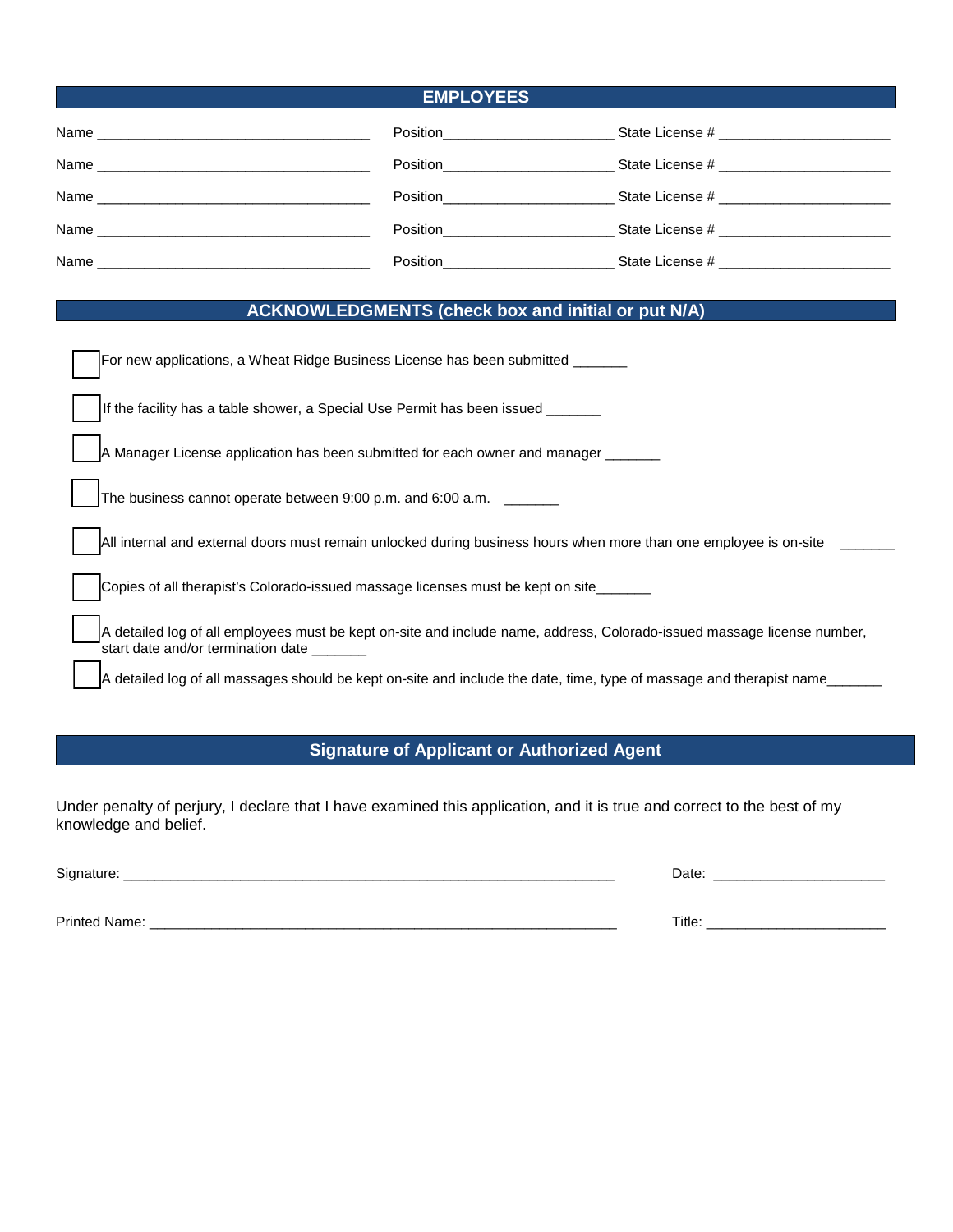## EMPLOYEES

Name ___________________________________ Position_____________________ State License # _____________________

Name ___________________________________ Position_____________________ State License # _____________________

Name ___________________________________ Position_____________________ State License # _____________________

Name ___________________________________ Position_____________________ State License # _____________________

Name ___________________________________ Position_____________________ State License # _____________________

## ACKNOWLEDGMENTS (check box and initial or put N/A)

- ☐ For new applications, a Wheat Ridge Business License has been submitted _______
- ☐ If the facility has a table shower, a Special Use Permit has been issued _______
- ☐ A Manager License application has been submitted for each owner and manager _______
- ☐ The business cannot operate between 9:00 p.m. and 6:00 a.m. _______
- ☐ All internal and external doors must remain unlocked during business hours when more than one employee is on-site _______
- ☐ Copies of all therapist's Colorado-issued massage licenses must be kept on site_______
- ☐ A detailed log of all employees must be kept on-site and include name, address, Colorado-issued massage license number, start date and/or termination date _______
- ☐ A detailed log of all massages should be kept on-site and include the date, time, type of massage and therapist name_______

## Signature of Applicant or Authorized Agent

Under penalty of perjury, I declare that I have examined this application, and it is true and correct to the best of my knowledge and belief.

Signature: ______________________________________________________________ Date: ______________________

Printed Name: ___________________________________________________________ Title: ______________________